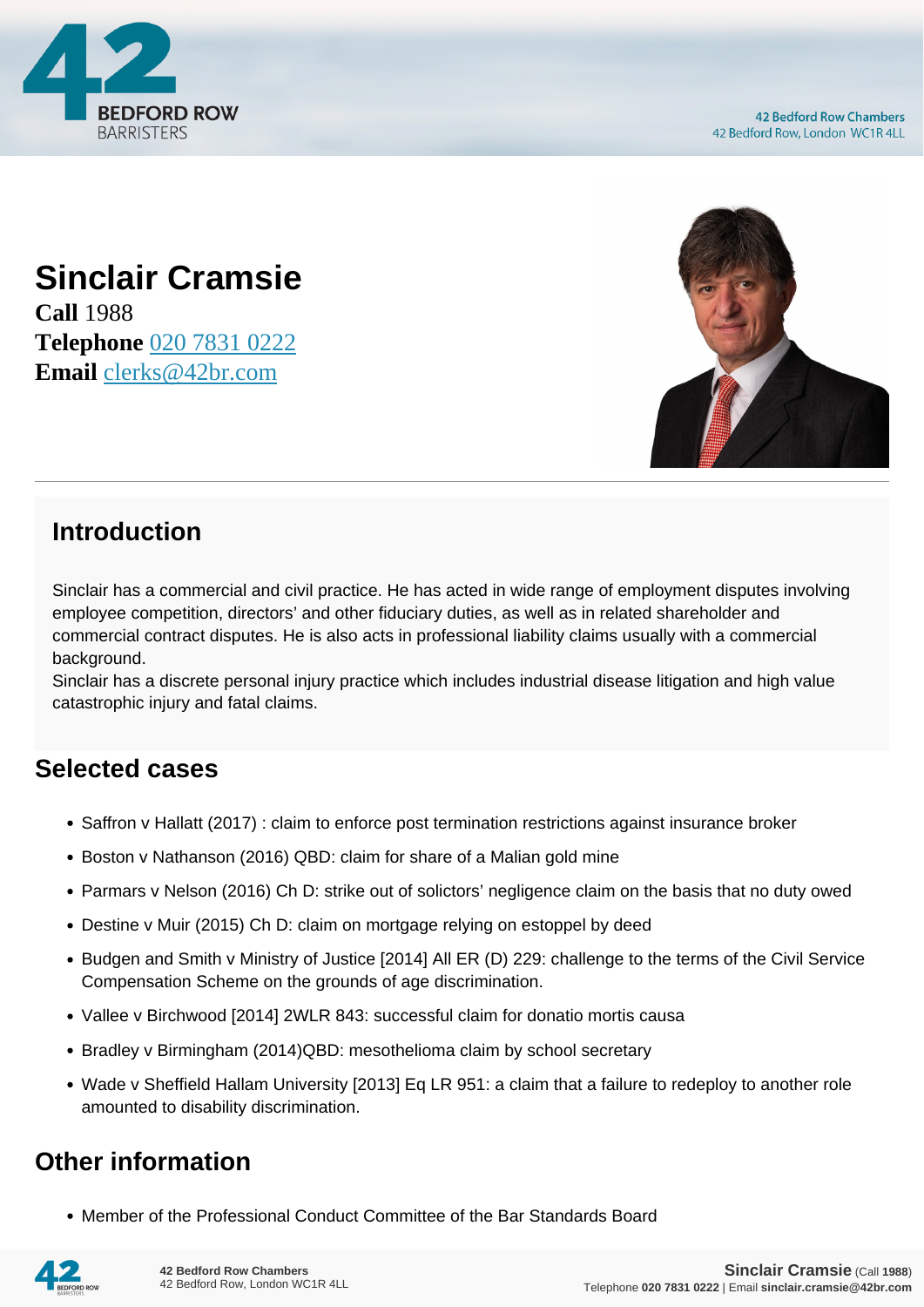# Sinclair Cramsie

**Call** 1988
**Telephone** 020 7831 0222
**Email** clerks@42br.com

## Introduction

Sinclair has a commercial and civil practice. He has acted in wide range of employment disputes involving employee competition, directors' and other fiduciary duties, as well as in related shareholder and commercial contract disputes. He is also acts in professional liability claims usually with a commercial background.
Sinclair has a discrete personal injury practice which includes industrial disease litigation and high value catastrophic injury and fatal claims.

## Selected cases

- Saffron v Hallatt (2017) : claim to enforce post termination restrictions against insurance broker
- Boston v Nathanson (2016) QBD: claim for share of a Malian gold mine
- Parmars v Nelson (2016) Ch D: strike out of solictors' negligence claim on the basis that no duty owed
- Destine v Muir (2015) Ch D: claim on mortgage relying on estoppel by deed
- Budgen and Smith v Ministry of Justice [2014] All ER (D) 229: challenge to the terms of the Civil Service Compensation Scheme on the grounds of age discrimination.
- Vallee v Birchwood [2014] 2WLR 843: successful claim for donatio mortis causa
- Bradley v Birmingham (2014)QBD: mesothelioma claim by school secretary
- Wade v Sheffield Hallam University [2013] Eq LR 951: a claim that a failure to redeploy to another role amounted to disability discrimination.

## Other information

- Member of the Professional Conduct Committee of the Bar Standards Board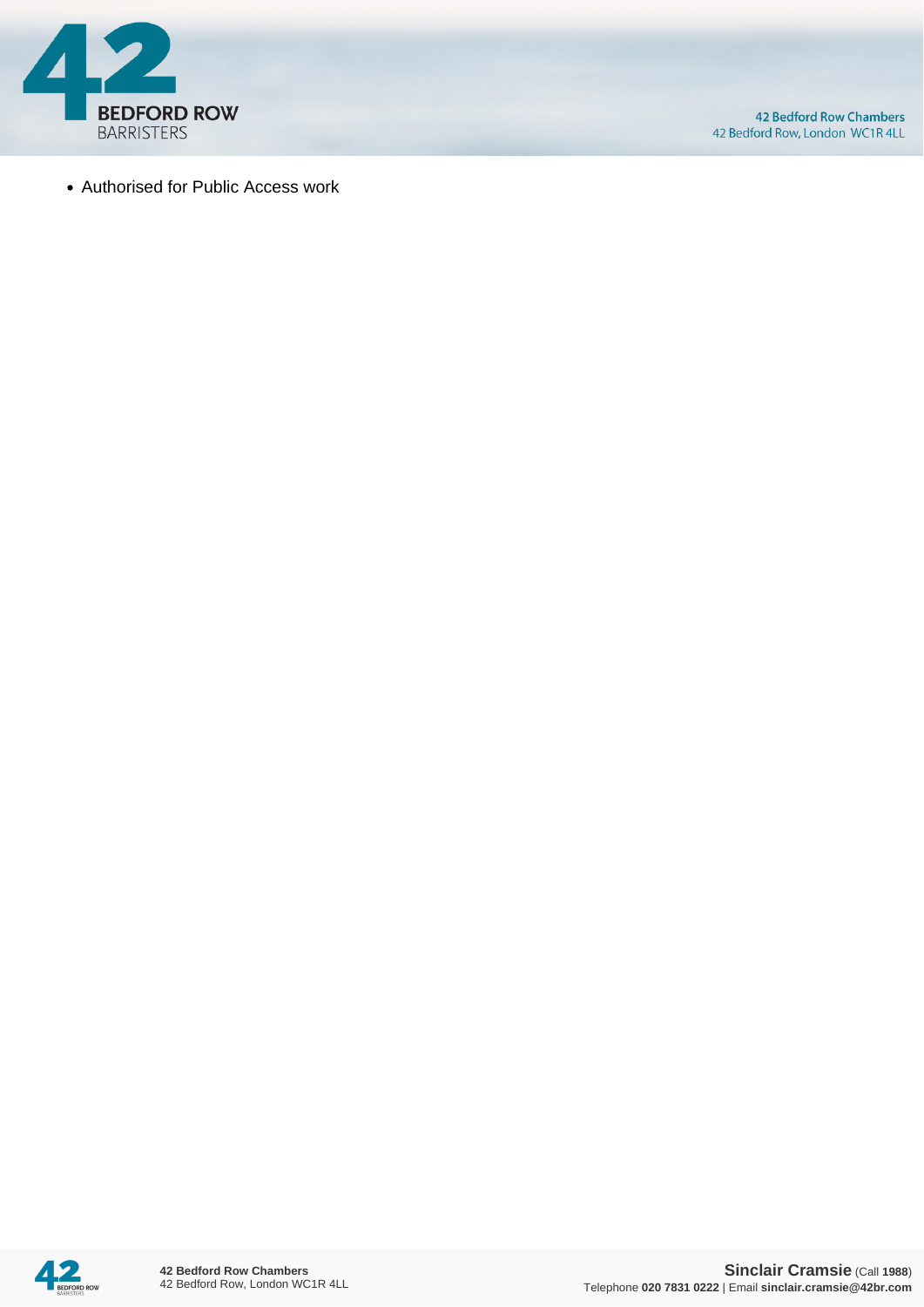- Authorised for Public Access work